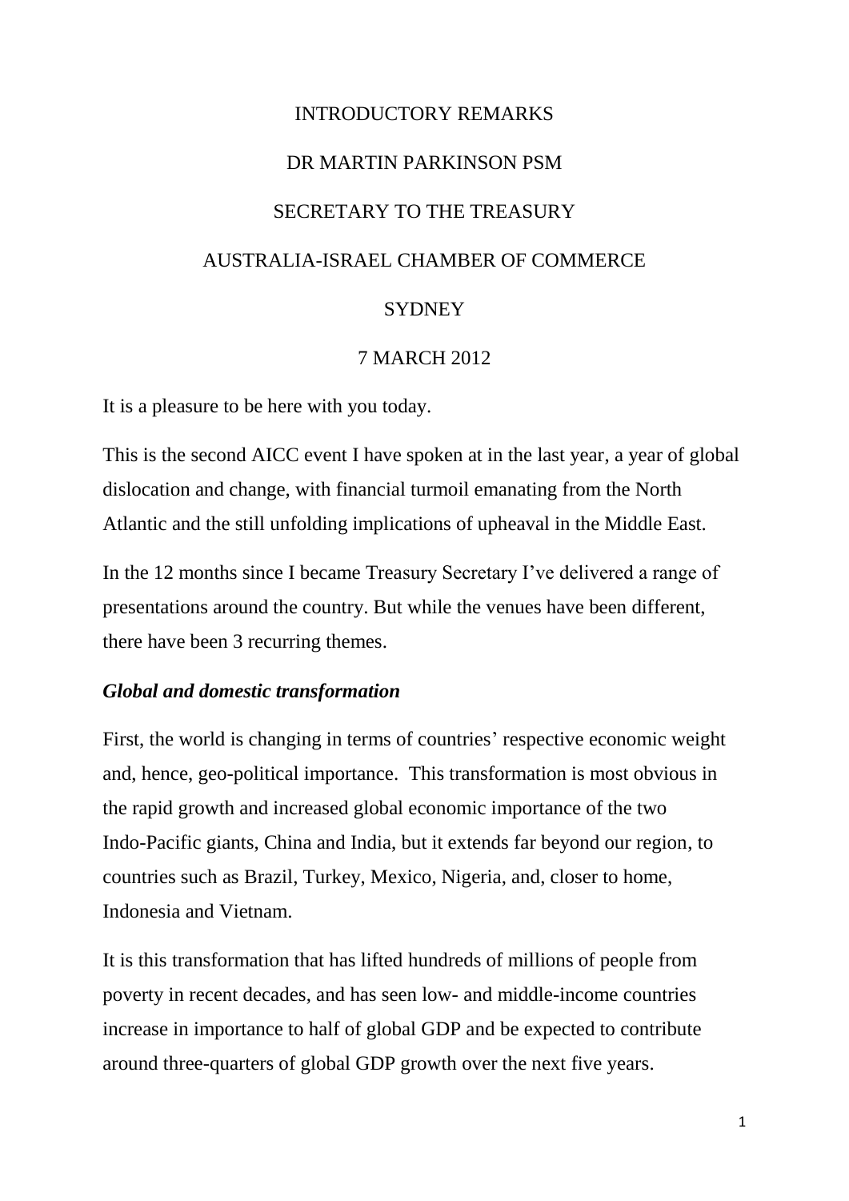# INTRODUCTORY REMARKS

## DR MARTIN PARKINSON PSM

## SECRETARY TO THE TREASURY

## AUSTRALIA-ISRAEL CHAMBER OF COMMERCE

## SYDNEY

## 7 MARCH 2012

It is a pleasure to be here with you today.

This is the second AICC event I have spoken at in the last year, a year of global dislocation and change, with financial turmoil emanating from the North Atlantic and the still unfolding implications of upheaval in the Middle East.

In the 12 months since I became Treasury Secretary I've delivered a range of presentations around the country. But while the venues have been different, there have been 3 recurring themes.

***Global and domestic transformation***

First, the world is changing in terms of countries' respective economic weight and, hence, geo-political importance. This transformation is most obvious in the rapid growth and increased global economic importance of the two Indo-Pacific giants, China and India, but it extends far beyond our region, to countries such as Brazil, Turkey, Mexico, Nigeria, and, closer to home, Indonesia and Vietnam.

It is this transformation that has lifted hundreds of millions of people from poverty in recent decades, and has seen low- and middle-income countries increase in importance to half of global GDP and be expected to contribute around three-quarters of global GDP growth over the next five years.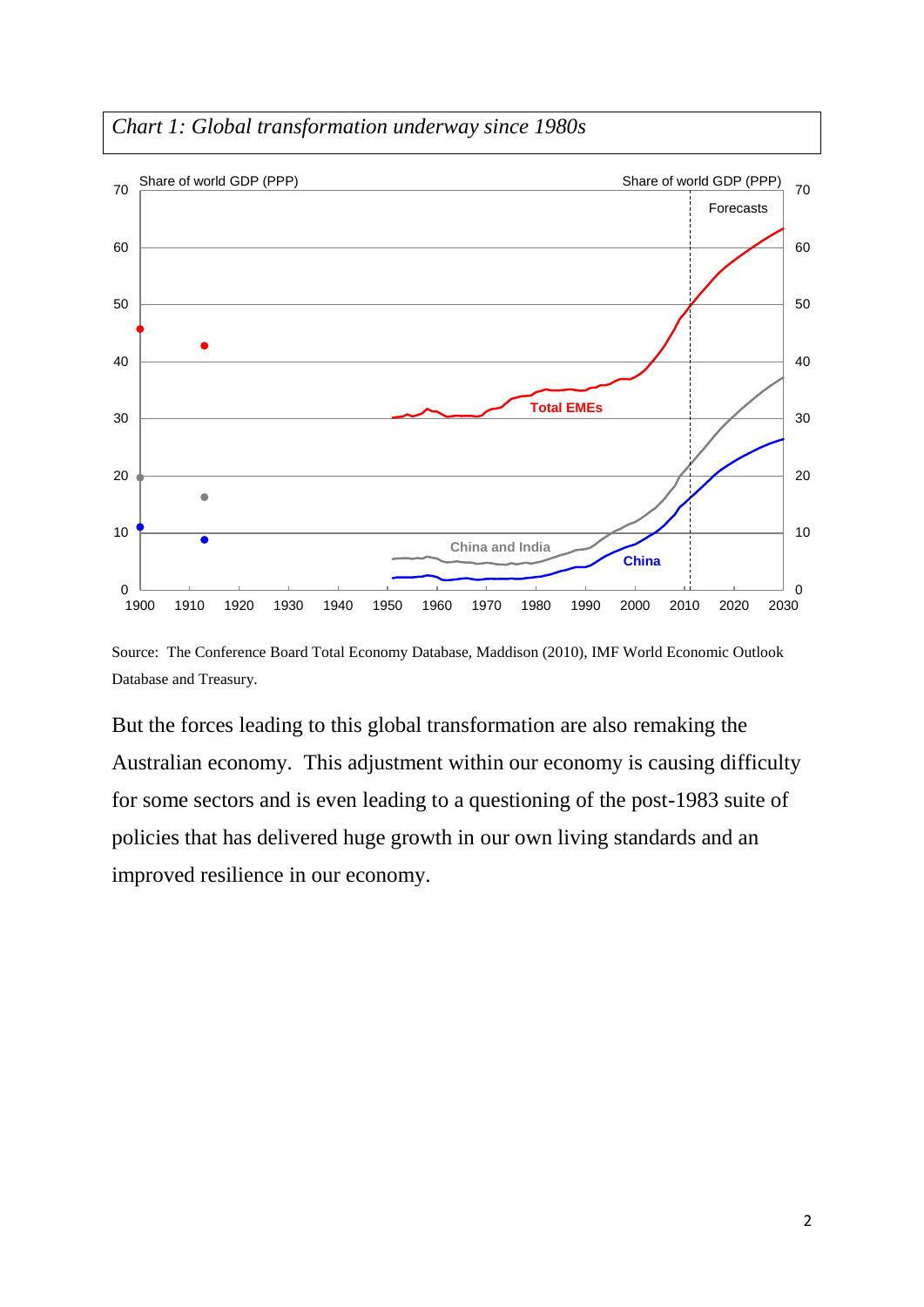*Chart 1: Global transformation underway since 1980s*

Source: The Conference Board Total Economy Database, Maddison (2010), IMF World Economic Outlook Database and Treasury.

But the forces leading to this global transformation are also remaking the Australian economy. This adjustment within our economy is causing difficulty for some sectors and is even leading to a questioning of the post-1983 suite of policies that has delivered huge growth in our own living standards and an improved resilience in our economy.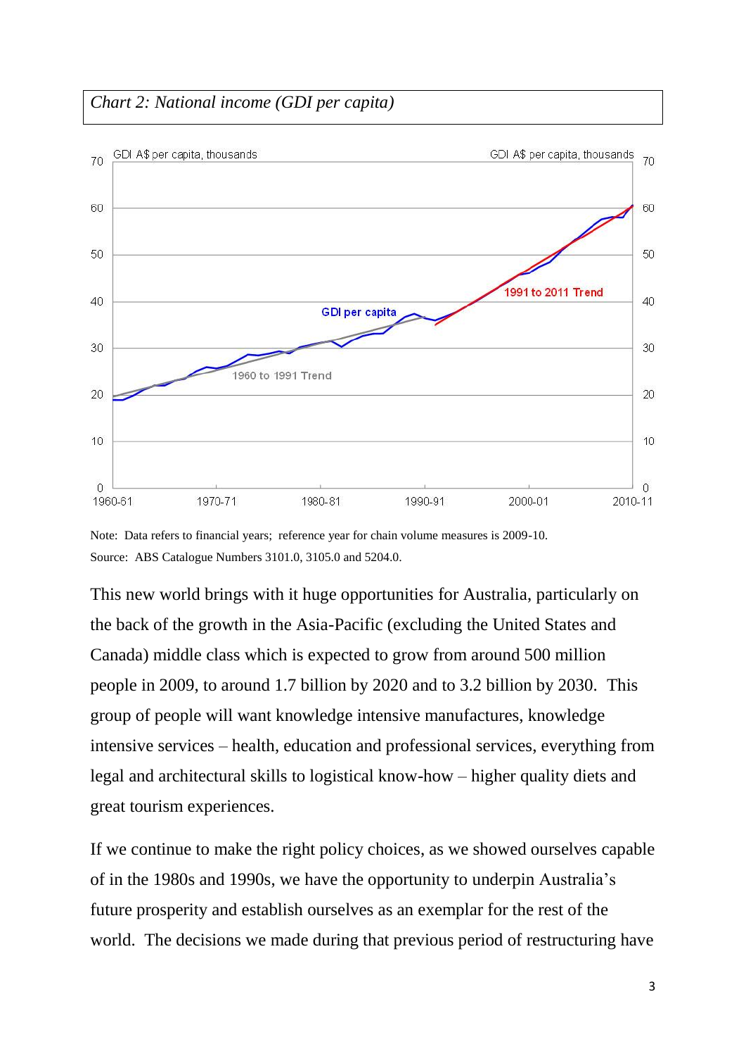*Chart 2: National income (GDI per capita)*

Note: Data refers to financial years; reference year for chain volume measures is 2009-10.
Source: ABS Catalogue Numbers 3101.0, 3105.0 and 5204.0.

This new world brings with it huge opportunities for Australia, particularly on the back of the growth in the Asia-Pacific (excluding the United States and Canada) middle class which is expected to grow from around 500 million people in 2009, to around 1.7 billion by 2020 and to 3.2 billion by 2030. This group of people will want knowledge intensive manufactures, knowledge intensive services – health, education and professional services, everything from legal and architectural skills to logistical know-how – higher quality diets and great tourism experiences.

If we continue to make the right policy choices, as we showed ourselves capable of in the 1980s and 1990s, we have the opportunity to underpin Australia's future prosperity and establish ourselves as an exemplar for the rest of the world. The decisions we made during that previous period of restructuring have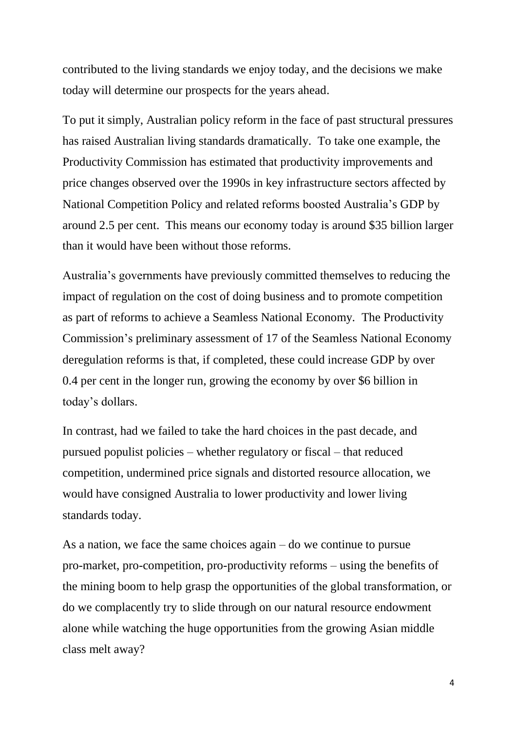contributed to the living standards we enjoy today, and the decisions we make today will determine our prospects for the years ahead.

To put it simply, Australian policy reform in the face of past structural pressures has raised Australian living standards dramatically. To take one example, the Productivity Commission has estimated that productivity improvements and price changes observed over the 1990s in key infrastructure sectors affected by National Competition Policy and related reforms boosted Australia's GDP by around 2.5 per cent. This means our economy today is around $35 billion larger than it would have been without those reforms.

Australia's governments have previously committed themselves to reducing the impact of regulation on the cost of doing business and to promote competition as part of reforms to achieve a Seamless National Economy. The Productivity Commission's preliminary assessment of 17 of the Seamless National Economy deregulation reforms is that, if completed, these could increase GDP by over 0.4 per cent in the longer run, growing the economy by over $6 billion in today's dollars.

In contrast, had we failed to take the hard choices in the past decade, and pursued populist policies – whether regulatory or fiscal – that reduced competition, undermined price signals and distorted resource allocation, we would have consigned Australia to lower productivity and lower living standards today.

As a nation, we face the same choices again – do we continue to pursue pro-market, pro-competition, pro-productivity reforms – using the benefits of the mining boom to help grasp the opportunities of the global transformation, or do we complacently try to slide through on our natural resource endowment alone while watching the huge opportunities from the growing Asian middle class melt away?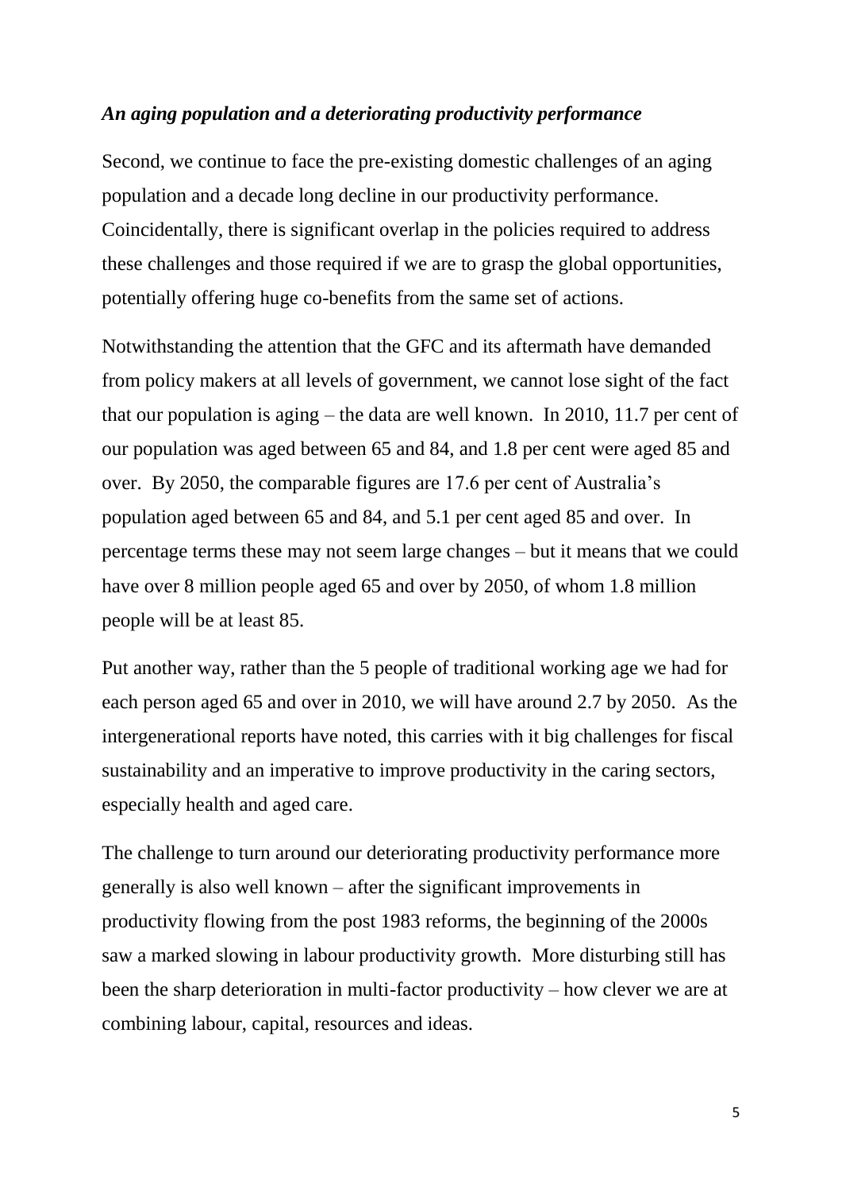### *An aging population and a deteriorating productivity performance*

Second, we continue to face the pre-existing domestic challenges of an aging population and a decade long decline in our productivity performance. Coincidentally, there is significant overlap in the policies required to address these challenges and those required if we are to grasp the global opportunities, potentially offering huge co-benefits from the same set of actions.

Notwithstanding the attention that the GFC and its aftermath have demanded from policy makers at all levels of government, we cannot lose sight of the fact that our population is aging – the data are well known. In 2010, 11.7 per cent of our population was aged between 65 and 84, and 1.8 per cent were aged 85 and over. By 2050, the comparable figures are 17.6 per cent of Australia's population aged between 65 and 84, and 5.1 per cent aged 85 and over. In percentage terms these may not seem large changes – but it means that we could have over 8 million people aged 65 and over by 2050, of whom 1.8 million people will be at least 85.

Put another way, rather than the 5 people of traditional working age we had for each person aged 65 and over in 2010, we will have around 2.7 by 2050. As the intergenerational reports have noted, this carries with it big challenges for fiscal sustainability and an imperative to improve productivity in the caring sectors, especially health and aged care.

The challenge to turn around our deteriorating productivity performance more generally is also well known – after the significant improvements in productivity flowing from the post 1983 reforms, the beginning of the 2000s saw a marked slowing in labour productivity growth. More disturbing still has been the sharp deterioration in multi-factor productivity – how clever we are at combining labour, capital, resources and ideas.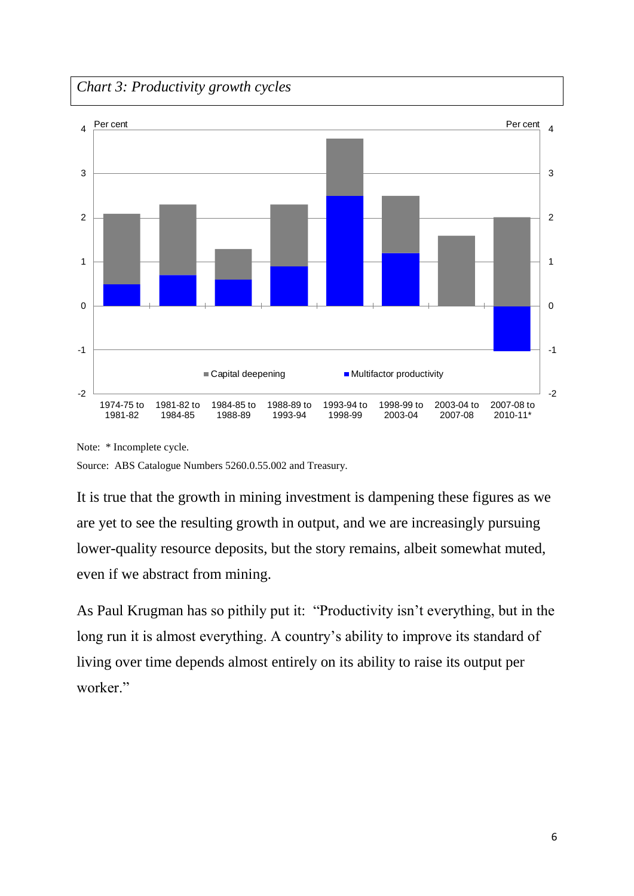*Chart 3: Productivity growth cycles*

Note: * Incomplete cycle.

Source: ABS Catalogue Numbers 5260.0.55.002 and Treasury.

It is true that the growth in mining investment is dampening these figures as we are yet to see the resulting growth in output, and we are increasingly pursuing lower-quality resource deposits, but the story remains, albeit somewhat muted, even if we abstract from mining.

As Paul Krugman has so pithily put it: "Productivity isn't everything, but in the long run it is almost everything. A country's ability to improve its standard of living over time depends almost entirely on its ability to raise its output per worker."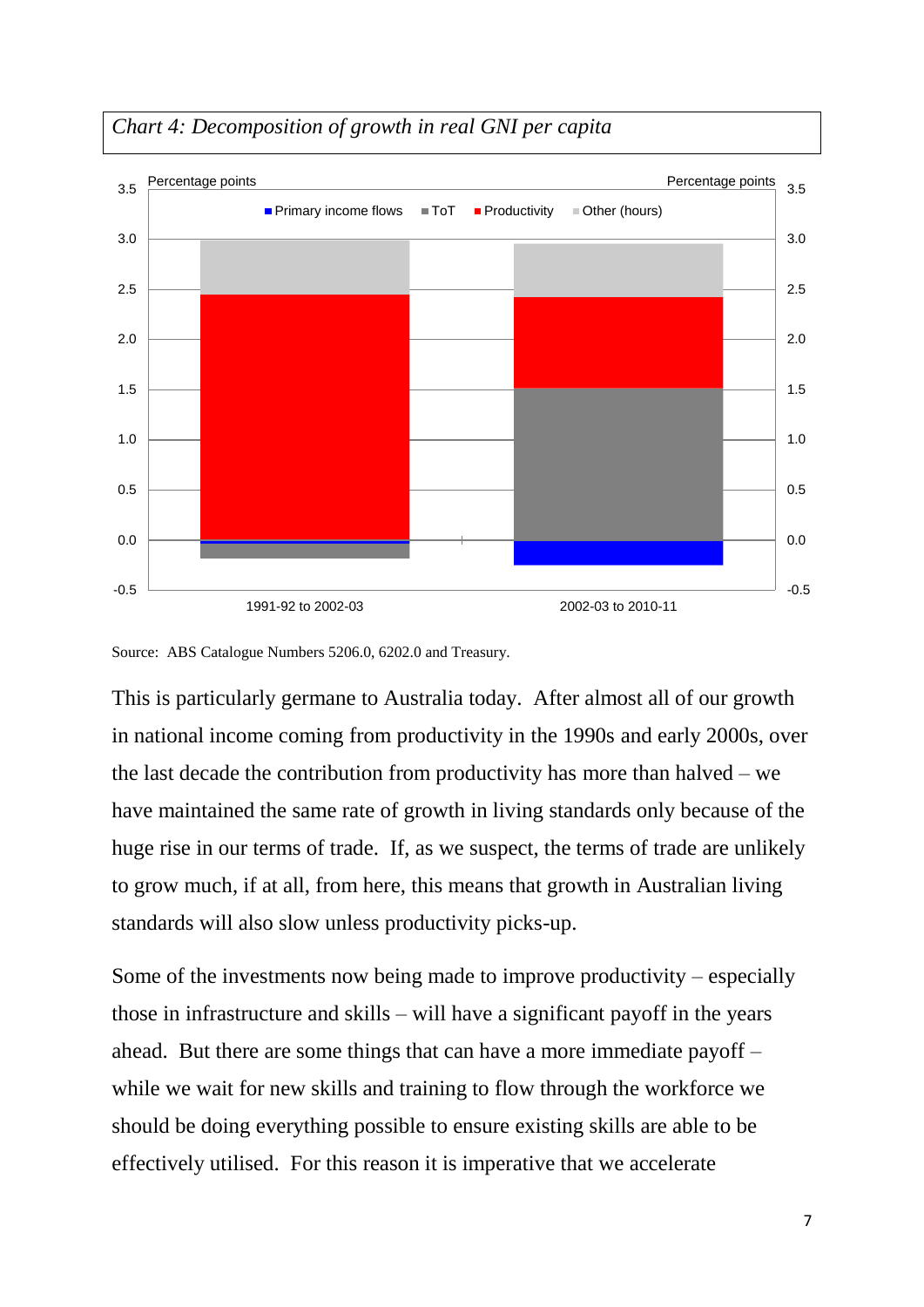*Chart 4: Decomposition of growth in real GNI per capita*

Source: ABS Catalogue Numbers 5206.0, 6202.0 and Treasury.

This is particularly germane to Australia today. After almost all of our growth in national income coming from productivity in the 1990s and early 2000s, over the last decade the contribution from productivity has more than halved – we have maintained the same rate of growth in living standards only because of the huge rise in our terms of trade. If, as we suspect, the terms of trade are unlikely to grow much, if at all, from here, this means that growth in Australian living standards will also slow unless productivity picks-up.

Some of the investments now being made to improve productivity – especially those in infrastructure and skills – will have a significant payoff in the years ahead. But there are some things that can have a more immediate payoff – while we wait for new skills and training to flow through the workforce we should be doing everything possible to ensure existing skills are able to be effectively utilised. For this reason it is imperative that we accelerate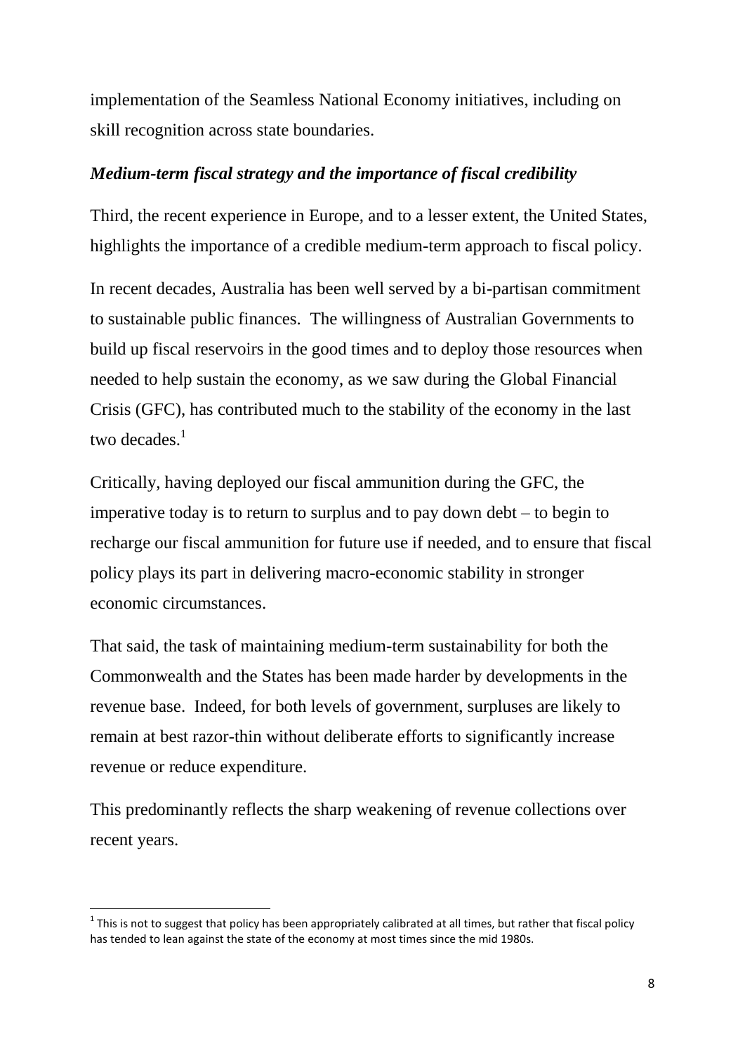implementation of the Seamless National Economy initiatives, including on skill recognition across state boundaries.

### *Medium-term fiscal strategy and the importance of fiscal credibility*

Third, the recent experience in Europe, and to a lesser extent, the United States, highlights the importance of a credible medium-term approach to fiscal policy.

In recent decades, Australia has been well served by a bi-partisan commitment to sustainable public finances. The willingness of Australian Governments to build up fiscal reservoirs in the good times and to deploy those resources when needed to help sustain the economy, as we saw during the Global Financial Crisis (GFC), has contributed much to the stability of the economy in the last two decades.[1]

Critically, having deployed our fiscal ammunition during the GFC, the imperative today is to return to surplus and to pay down debt – to begin to recharge our fiscal ammunition for future use if needed, and to ensure that fiscal policy plays its part in delivering macro-economic stability in stronger economic circumstances.

That said, the task of maintaining medium-term sustainability for both the Commonwealth and the States has been made harder by developments in the revenue base. Indeed, for both levels of government, surpluses are likely to remain at best razor-thin without deliberate efforts to significantly increase revenue or reduce expenditure.

This predominantly reflects the sharp weakening of revenue collections over recent years.

---

[1] This is not to suggest that policy has been appropriately calibrated at all times, but rather that fiscal policy has tended to lean against the state of the economy at most times since the mid 1980s.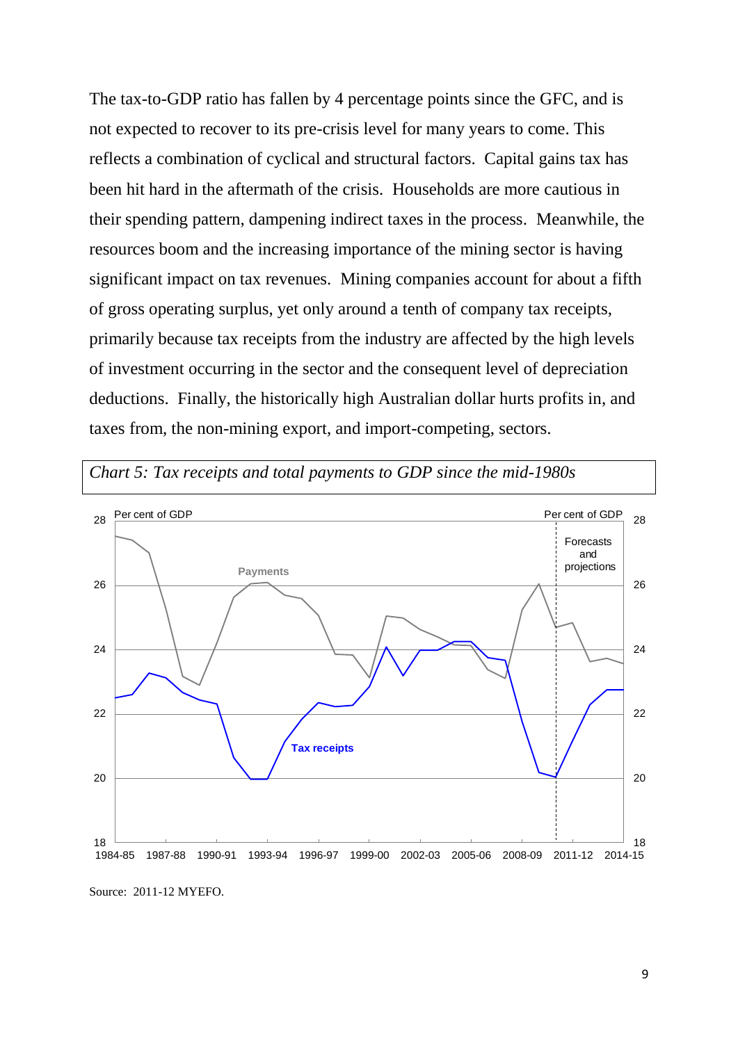The tax-to-GDP ratio has fallen by 4 percentage points since the GFC, and is not expected to recover to its pre-crisis level for many years to come. This reflects a combination of cyclical and structural factors. Capital gains tax has been hit hard in the aftermath of the crisis. Households are more cautious in their spending pattern, dampening indirect taxes in the process. Meanwhile, the resources boom and the increasing importance of the mining sector is having significant impact on tax revenues. Mining companies account for about a fifth of gross operating surplus, yet only around a tenth of company tax receipts, primarily because tax receipts from the industry are affected by the high levels of investment occurring in the sector and the consequent level of depreciation deductions. Finally, the historically high Australian dollar hurts profits in, and taxes from, the non-mining export, and import-competing, sectors.

*Chart 5: Tax receipts and total payments to GDP since the mid-1980s*

Source: 2011-12 MYEFO.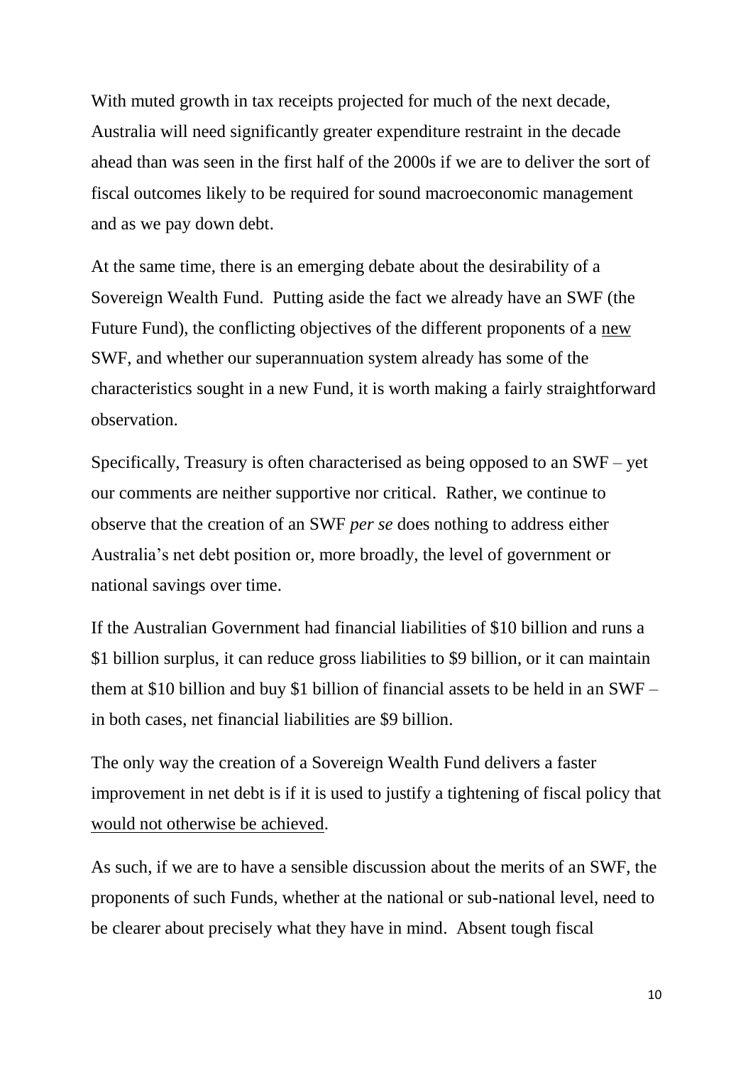With muted growth in tax receipts projected for much of the next decade, Australia will need significantly greater expenditure restraint in the decade ahead than was seen in the first half of the 2000s if we are to deliver the sort of fiscal outcomes likely to be required for sound macroeconomic management and as we pay down debt.

At the same time, there is an emerging debate about the desirability of a Sovereign Wealth Fund. Putting aside the fact we already have an SWF (the Future Fund), the conflicting objectives of the different proponents of a <u>new</u> SWF, and whether our superannuation system already has some of the characteristics sought in a new Fund, it is worth making a fairly straightforward observation.

Specifically, Treasury is often characterised as being opposed to an SWF – yet our comments are neither supportive nor critical. Rather, we continue to observe that the creation of an SWF *per se* does nothing to address either Australia's net debt position or, more broadly, the level of government or national savings over time.

If the Australian Government had financial liabilities of $10 billion and runs a $1 billion surplus, it can reduce gross liabilities to $9 billion, or it can maintain them at $10 billion and buy $1 billion of financial assets to be held in an SWF – in both cases, net financial liabilities are $9 billion.

The only way the creation of a Sovereign Wealth Fund delivers a faster improvement in net debt is if it is used to justify a tightening of fiscal policy that <u>would not otherwise be achieved</u>.

As such, if we are to have a sensible discussion about the merits of an SWF, the proponents of such Funds, whether at the national or sub-national level, need to be clearer about precisely what they have in mind. Absent tough fiscal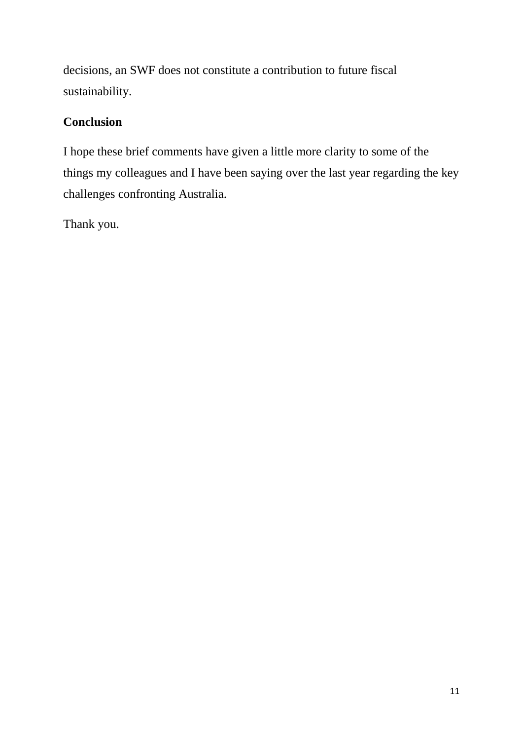decisions, an SWF does not constitute a contribution to future fiscal sustainability.

**Conclusion**

I hope these brief comments have given a little more clarity to some of the things my colleagues and I have been saying over the last year regarding the key challenges confronting Australia.

Thank you.